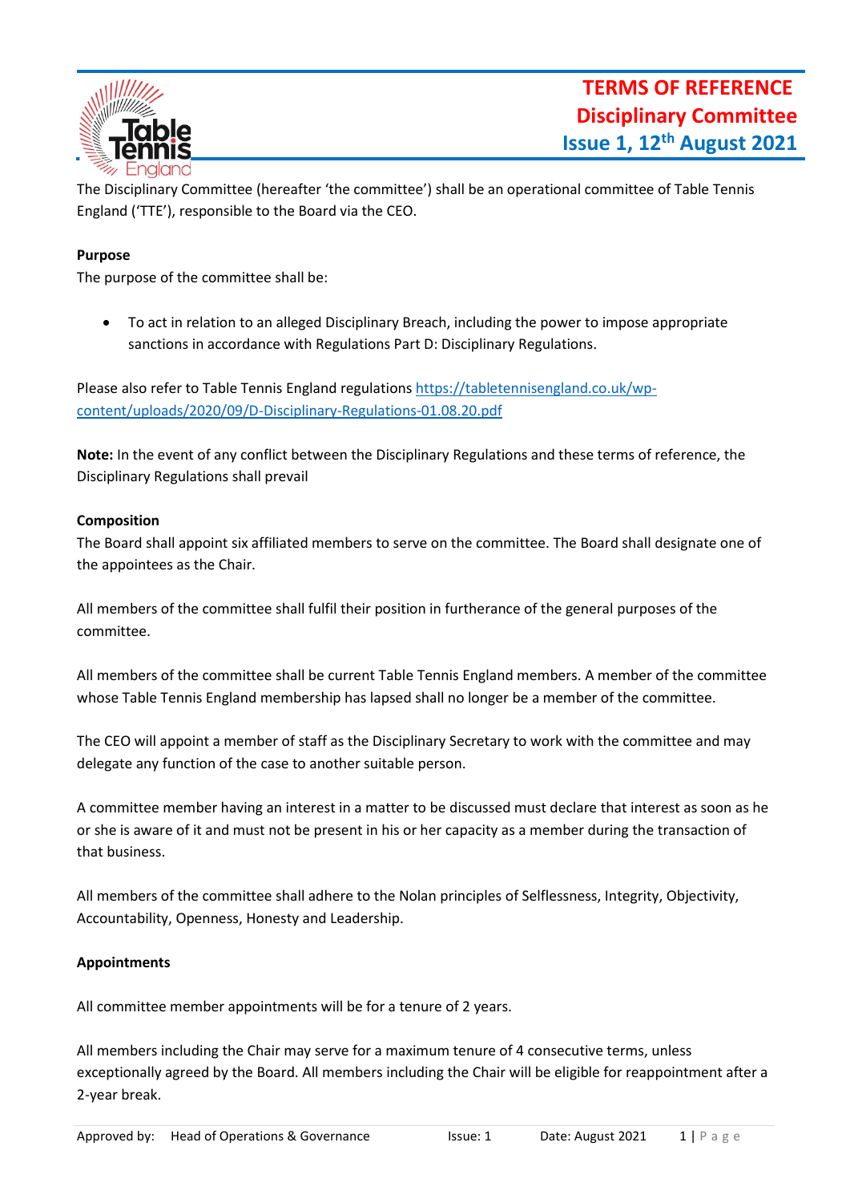# TERMS OF REFERENCE
# Disciplinary Committee
## Issue 1, 12th August 2021

The Disciplinary Committee (hereafter 'the committee') shall be an operational committee of Table Tennis England ('TTE'), responsible to the Board via the CEO.

**Purpose**

The purpose of the committee shall be:

- To act in relation to an alleged Disciplinary Breach, including the power to impose appropriate sanctions in accordance with Regulations Part D: Disciplinary Regulations.

Please also refer to Table Tennis England regulations https://tabletennisengland.co.uk/wp-content/uploads/2020/09/D-Disciplinary-Regulations-01.08.20.pdf

**Note:** In the event of any conflict between the Disciplinary Regulations and these terms of reference, the Disciplinary Regulations shall prevail

**Composition**

The Board shall appoint six affiliated members to serve on the committee. The Board shall designate one of the appointees as the Chair.

All members of the committee shall fulfil their position in furtherance of the general purposes of the committee.

All members of the committee shall be current Table Tennis England members. A member of the committee whose Table Tennis England membership has lapsed shall no longer be a member of the committee.

The CEO will appoint a member of staff as the Disciplinary Secretary to work with the committee and may delegate any function of the case to another suitable person.

A committee member having an interest in a matter to be discussed must declare that interest as soon as he or she is aware of it and must not be present in his or her capacity as a member during the transaction of that business.

All members of the committee shall adhere to the Nolan principles of Selflessness, Integrity, Objectivity, Accountability, Openness, Honesty and Leadership.

**Appointments**

All committee member appointments will be for a tenure of 2 years.

All members including the Chair may serve for a maximum tenure of 4 consecutive terms, unless exceptionally agreed by the Board. All members including the Chair will be eligible for reappointment after a 2-year break.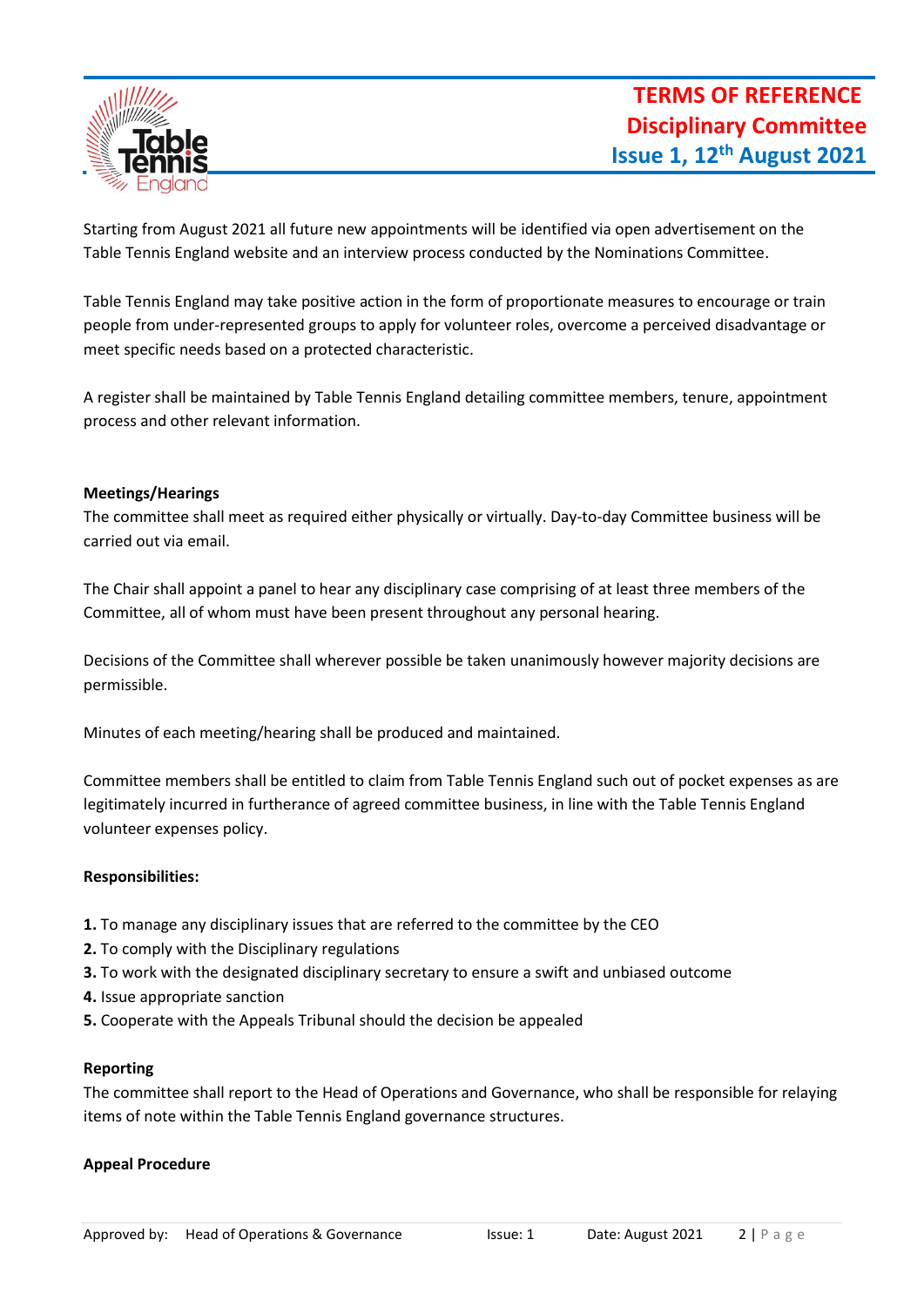Starting from August 2021 all future new appointments will be identified via open advertisement on the Table Tennis England website and an interview process conducted by the Nominations Committee.

Table Tennis England may take positive action in the form of proportionate measures to encourage or train people from under-represented groups to apply for volunteer roles, overcome a perceived disadvantage or meet specific needs based on a protected characteristic.

A register shall be maintained by Table Tennis England detailing committee members, tenure, appointment process and other relevant information.

**Meetings/Hearings**

The committee shall meet as required either physically or virtually. Day-to-day Committee business will be carried out via email.

The Chair shall appoint a panel to hear any disciplinary case comprising of at least three members of the Committee, all of whom must have been present throughout any personal hearing.

Decisions of the Committee shall wherever possible be taken unanimously however majority decisions are permissible.

Minutes of each meeting/hearing shall be produced and maintained.

Committee members shall be entitled to claim from Table Tennis England such out of pocket expenses as are legitimately incurred in furtherance of agreed committee business, in line with the Table Tennis England volunteer expenses policy.

**Responsibilities:**

**1.** To manage any disciplinary issues that are referred to the committee by the CEO
**2.** To comply with the Disciplinary regulations
**3.** To work with the designated disciplinary secretary to ensure a swift and unbiased outcome
**4.** Issue appropriate sanction
**5.** Cooperate with the Appeals Tribunal should the decision be appealed

**Reporting**

The committee shall report to the Head of Operations and Governance, who shall be responsible for relaying items of note within the Table Tennis England governance structures.

**Appeal Procedure**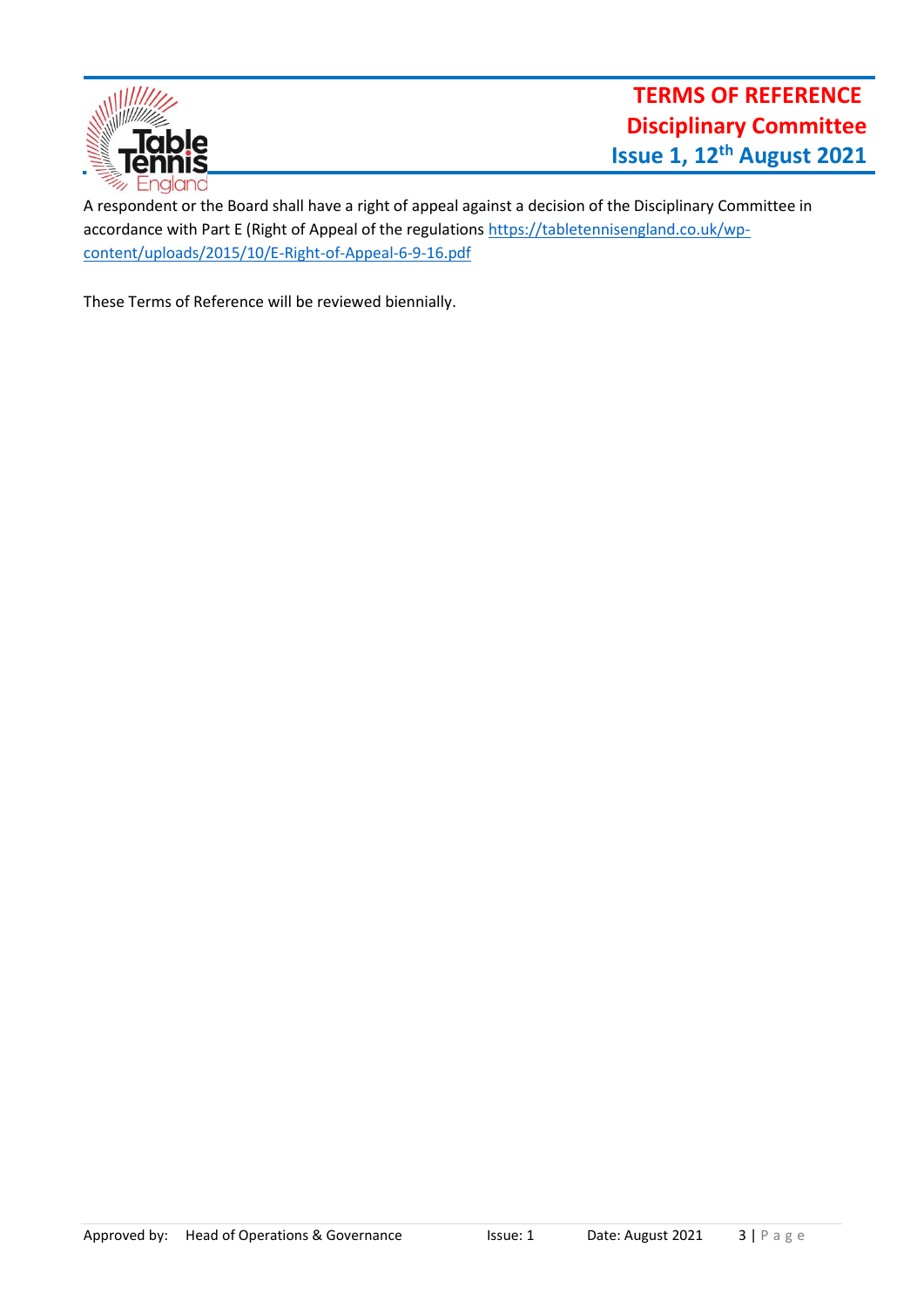A respondent or the Board shall have a right of appeal against a decision of the Disciplinary Committee in accordance with Part E (Right of Appeal of the regulations https://tabletennisengland.co.uk/wp-content/uploads/2015/10/E-Right-of-Appeal-6-9-16.pdf

These Terms of Reference will be reviewed biennially.